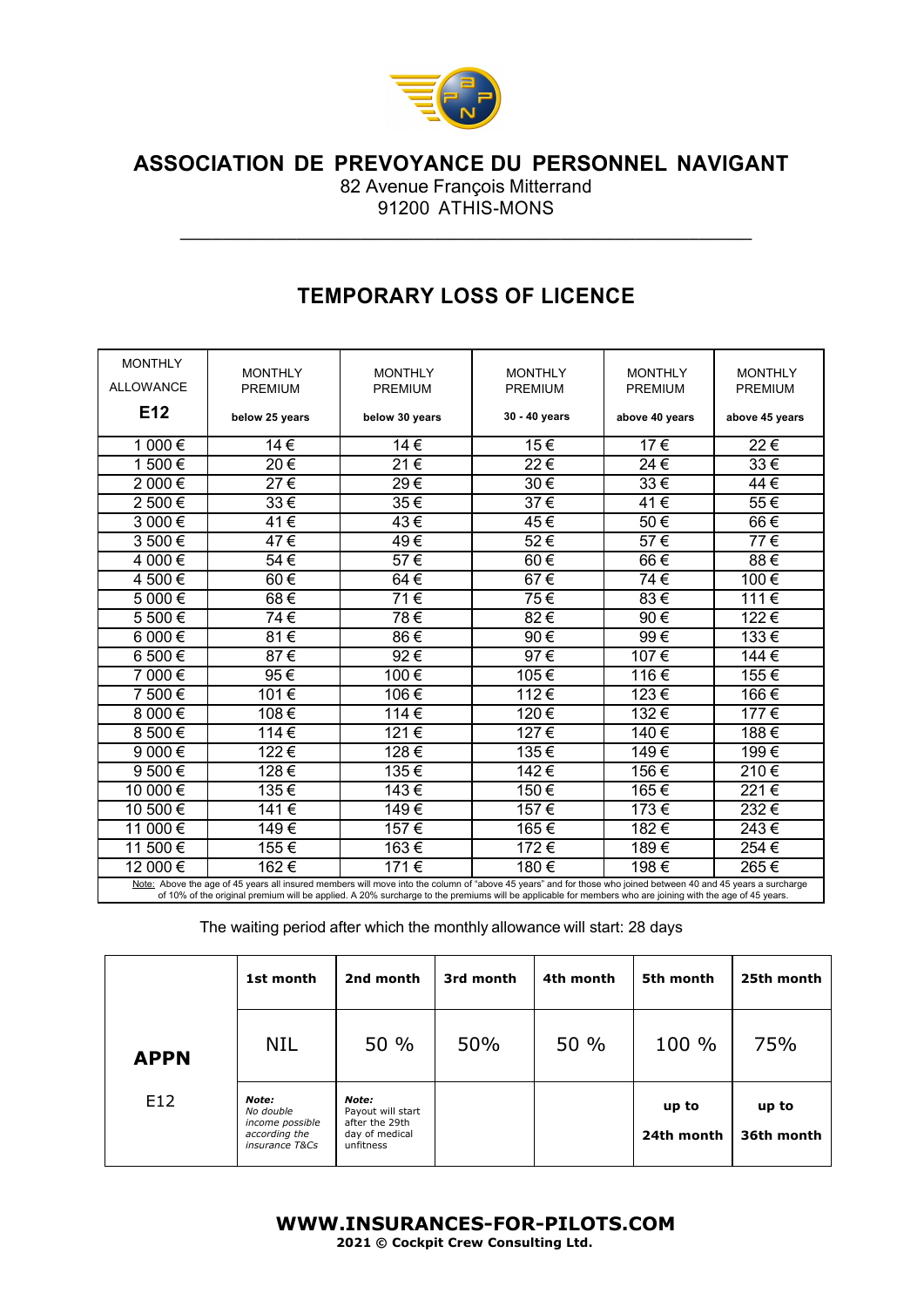# ASSOCIATION DE PREVOYANCE DU PERSONNEL NAVIGANT

82 Avenue François Mitterrand
91200 ATHIS-MONS

## TEMPORARY LOSS OF LICENCE

| MONTHLY ALLOWANCE **E12** | MONTHLY PREMIUM **below 25 years** | MONTHLY PREMIUM **below 30 years** | MONTHLY PREMIUM **30 - 40 years** | MONTHLY PREMIUM **above 40 years** | MONTHLY PREMIUM **above 45 years** |
|---|---|---|---|---|---|
| 1 000 € | 14 € | 14 € | 15 € | 17 € | 22 € |
| 1 500 € | 20 € | 21 € | 22 € | 24 € | 33 € |
| 2 000 € | 27 € | 29 € | 30 € | 33 € | 44 € |
| 2 500 € | 33 € | 35 € | 37 € | 41 € | 55 € |
| 3 000 € | 41 € | 43 € | 45 € | 50 € | 66 € |
| 3 500 € | 47 € | 49 € | 52 € | 57 € | 77 € |
| 4 000 € | 54 € | 57 € | 60 € | 66 € | 88 € |
| 4 500 € | 60 € | 64 € | 67 € | 74 € | 100 € |
| 5 000 € | 68 € | 71 € | 75 € | 83 € | 111 € |
| 5 500 € | 74 € | 78 € | 82 € | 90 € | 122 € |
| 6 000 € | 81 € | 86 € | 90 € | 99 € | 133 € |
| 6 500 € | 87 € | 92 € | 97 € | 107 € | 144 € |
| 7 000 € | 95 € | 100 € | 105 € | 116 € | 155 € |
| 7 500 € | 101 € | 106 € | 112 € | 123 € | 166 € |
| 8 000 € | 108 € | 114 € | 120 € | 132 € | 177 € |
| 8 500 € | 114 € | 121 € | 127 € | 140 € | 188 € |
| 9 000 € | 122 € | 128 € | 135 € | 149 € | 199 € |
| 9 500 € | 128 € | 135 € | 142 € | 156 € | 210 € |
| 10 000 € | 135 € | 143 € | 150 € | 165 € | 221 € |
| 10 500 € | 141 € | 149 € | 157 € | 173 € | 232 € |
| 11 000 € | 149 € | 157 € | 165 € | 182 € | 243 € |
| 11 500 € | 155 € | 163 € | 172 € | 189 € | 254 € |
| 12 000 € | 162 € | 171 € | 180 € | 198 € | 265 € |

Note: Above the age of 45 years all insured members will move into the column of "above 45 years" and for those who joined between 40 and 45 years a surcharge of 10% of the original premium will be applied. A 20% surcharge to the premiums will be applicable for members who are joining with the age of 45 years.

The waiting period after which the monthly allowance will start: 28 days

| | 1st month | 2nd month | 3rd month | 4th month | 5th month | 25th month |
|---|---|---|---|---|---|---|
| **APPN** | NIL | 50 % | 50% | 50 % | 100 % | 75% |
| E12 | ***Note:*** *No double income possible according the insurance T&Cs* | **Note:** Payout will start after the 29th day of medical unfitness | | | **up to 24th month** | **up to 36th month** |

**WWW.INSURANCES-FOR-PILOTS.COM**
**2021 © Cockpit Crew Consulting Ltd.**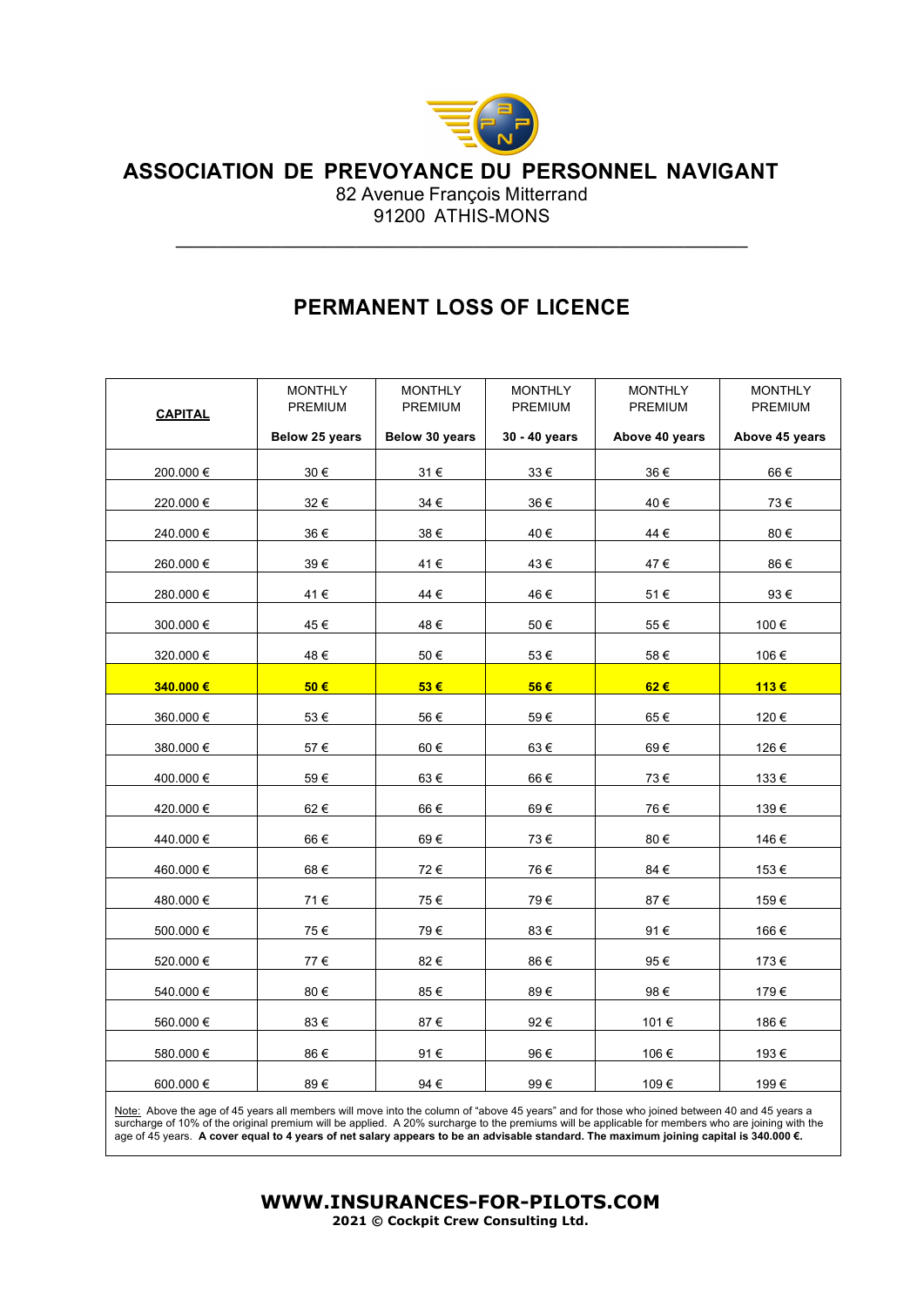**ASSOCIATION DE PREVOYANCE DU PERSONNEL NAVIGANT**

82 Avenue François Mitterrand
91200 ATHIS-MONS

## PERMANENT LOSS OF LICENCE

| **CAPITAL** | MONTHLY PREMIUM **Below 25 years** | MONTHLY PREMIUM **Below 30 years** | MONTHLY PREMIUM **30 - 40 years** | MONTHLY PREMIUM **Above 40 years** | MONTHLY PREMIUM **Above 45 years** |
|---|---|---|---|---|---|
| 200.000 € | 30 € | 31 € | 33 € | 36 € | 66 € |
| 220.000 € | 32 € | 34 € | 36 € | 40 € | 73 € |
| 240.000 € | 36 € | 38 € | 40 € | 44 € | 80 € |
| 260.000 € | 39 € | 41 € | 43 € | 47 € | 86 € |
| 280.000 € | 41 € | 44 € | 46 € | 51 € | 93 € |
| 300.000 € | 45 € | 48 € | 50 € | 55 € | 100 € |
| 320.000 € | 48 € | 50 € | 53 € | 58 € | 106 € |
| **340.000 €** | **50 €** | **53 €** | **56 €** | **62 €** | **113 €** |
| 360.000 € | 53 € | 56 € | 59 € | 65 € | 120 € |
| 380.000 € | 57 € | 60 € | 63 € | 69 € | 126 € |
| 400.000 € | 59 € | 63 € | 66 € | 73 € | 133 € |
| 420.000 € | 62 € | 66 € | 69 € | 76 € | 139 € |
| 440.000 € | 66 € | 69 € | 73 € | 80 € | 146 € |
| 460.000 € | 68 € | 72 € | 76 € | 84 € | 153 € |
| 480.000 € | 71 € | 75 € | 79 € | 87 € | 159 € |
| 500.000 € | 75 € | 79 € | 83 € | 91 € | 166 € |
| 520.000 € | 77 € | 82 € | 86 € | 95 € | 173 € |
| 540.000 € | 80 € | 85 € | 89 € | 98 € | 179 € |
| 560.000 € | 83 € | 87 € | 92 € | 101 € | 186 € |
| 580.000 € | 86 € | 91 € | 96 € | 106 € | 193 € |
| 600.000 € | 89 € | 94 € | 99 € | 109 € | 199 € |

Note: Above the age of 45 years all members will move into the column of "above 45 years" and for those who joined between 40 and 45 years a surcharge of 10% of the original premium will be applied. A 20% surcharge to the premiums will be applicable for members who are joining with the age of 45 years. **A cover equal to 4 years of net salary appears to be an advisable standard. The maximum joining capital is 340.000 €.**

**WWW.INSURANCES-FOR-PILOTS.COM**
**2021 © Cockpit Crew Consulting Ltd.**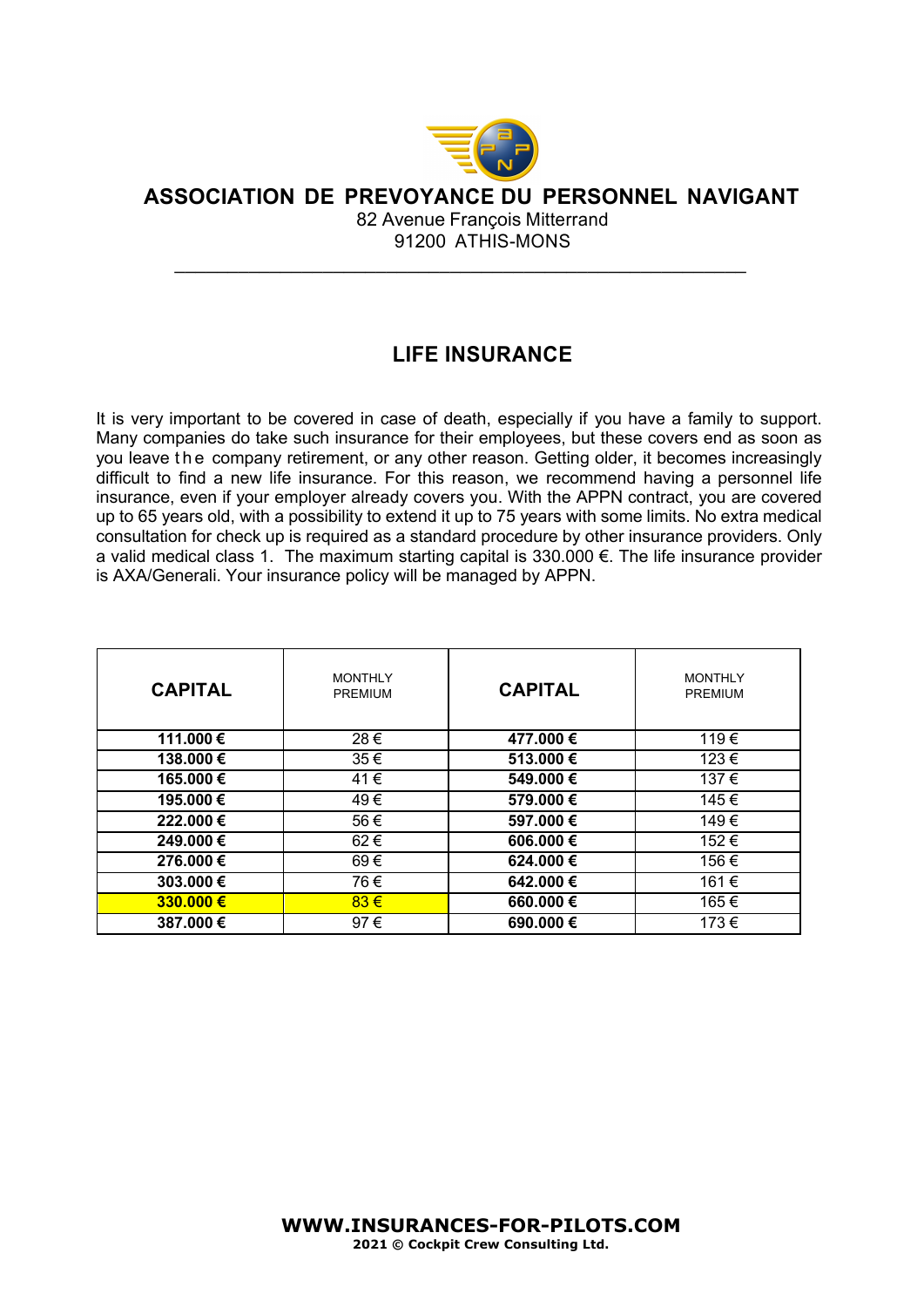# ASSOCIATION DE PREVOYANCE DU PERSONNEL NAVIGANT

82 Avenue François Mitterrand
91200 ATHIS-MONS

## LIFE INSURANCE

It is very important to be covered in case of death, especially if you have a family to support. Many companies do take such insurance for their employees, but these covers end as soon as you leave the company retirement, or any other reason. Getting older, it becomes increasingly difficult to find a new life insurance. For this reason, we recommend having a personnel life insurance, even if your employer already covers you. With the APPN contract, you are covered up to 65 years old, with a possibility to extend it up to 75 years with some limits. No extra medical consultation for check up is required as a standard procedure by other insurance providers. Only a valid medical class 1. The maximum starting capital is 330.000 €. The life insurance provider is AXA/Generali. Your insurance policy will be managed by APPN.

| CAPITAL | MONTHLY PREMIUM | CAPITAL | MONTHLY PREMIUM |
|---|---|---|---|
| **111.000 €** | 28 € | **477.000 €** | 119 € |
| **138.000 €** | 35 € | **513.000 €** | 123 € |
| **165.000 €** | 41 € | **549.000 €** | 137 € |
| **195.000 €** | 49 € | **579.000 €** | 145 € |
| **222.000 €** | 56 € | **597.000 €** | 149 € |
| **249.000 €** | 62 € | **606.000 €** | 152 € |
| **276.000 €** | 69 € | **624.000 €** | 156 € |
| **303.000 €** | 76 € | **642.000 €** | 161 € |
| **330.000 €** | 83 € | **660.000 €** | 165 € |
| **387.000 €** | 97 € | **690.000 €** | 173 € |

**WWW.INSURANCES-FOR-PILOTS.COM**
**2021 © Cockpit Crew Consulting Ltd.**